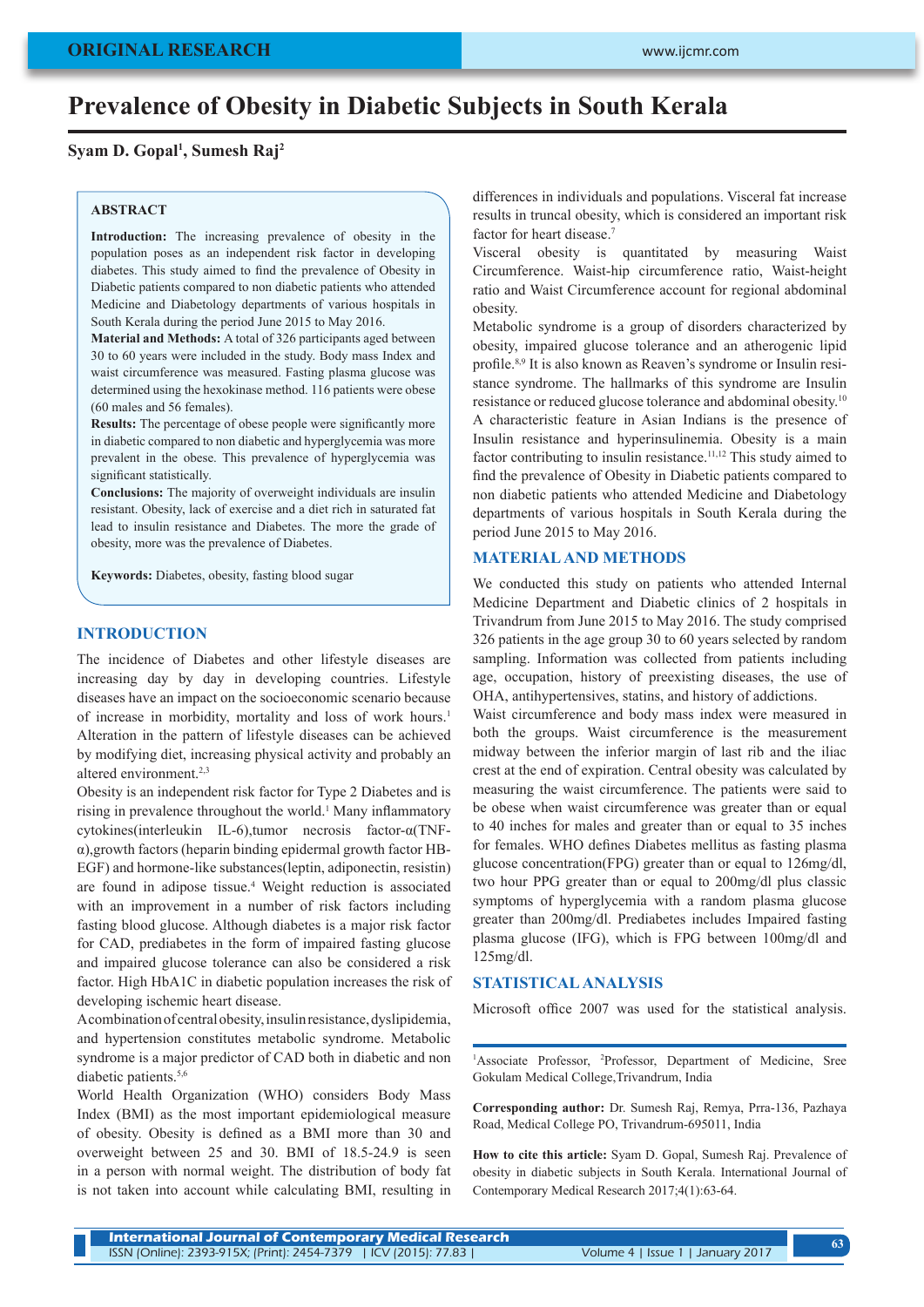ORIGINAL RESEARCH

# Prevalence of Obesity in Diabetic Subjects in South Kerala

**Syam D. Gopal[1], Sumesh Raj[2]**

## ABSTRACT

**Introduction:** The increasing prevalence of obesity in the population poses as an independent risk factor in developing diabetes. This study aimed to find the prevalence of Obesity in Diabetic patients compared to non diabetic patients who attended Medicine and Diabetology departments of various hospitals in South Kerala during the period June 2015 to May 2016.

**Material and Methods:** A total of 326 participants aged between 30 to 60 years were included in the study. Body mass Index and waist circumference was measured. Fasting plasma glucose was determined using the hexokinase method. 116 patients were obese (60 males and 56 females).

**Results:** The percentage of obese people were significantly more in diabetic compared to non diabetic and hyperglycemia was more prevalent in the obese. This prevalence of hyperglycemia was significant statistically.

**Conclusions:** The majority of overweight individuals are insulin resistant. Obesity, lack of exercise and a diet rich in saturated fat lead to insulin resistance and Diabetes. The more the grade of obesity, more was the prevalence of Diabetes.

**Keywords:** Diabetes, obesity, fasting blood sugar

## INTRODUCTION

The incidence of Diabetes and other lifestyle diseases are increasing day by day in developing countries. Lifestyle diseases have an impact on the socioeconomic scenario because of increase in morbidity, mortality and loss of work hours.[1] Alteration in the pattern of lifestyle diseases can be achieved by modifying diet, increasing physical activity and probably an altered environment.[2,3]

Obesity is an independent risk factor for Type 2 Diabetes and is rising in prevalence throughout the world.[1] Many inflammatory cytokines(interleukin IL-6),tumor necrosis factor-α(TNF-α),growth factors (heparin binding epidermal growth factor HB-EGF) and hormone-like substances(leptin, adiponectin, resistin) are found in adipose tissue.[4] Weight reduction is associated with an improvement in a number of risk factors including fasting blood glucose. Although diabetes is a major risk factor for CAD, prediabetes in the form of impaired fasting glucose and impaired glucose tolerance can also be considered a risk factor. High HbA1C in diabetic population increases the risk of developing ischemic heart disease.

A combination of central obesity, insulin resistance, dyslipidemia, and hypertension constitutes metabolic syndrome. Metabolic syndrome is a major predictor of CAD both in diabetic and non diabetic patients.[5,6]

World Health Organization (WHO) considers Body Mass Index (BMI) as the most important epidemiological measure of obesity. Obesity is defined as a BMI more than 30 and overweight between 25 and 30. BMI of 18.5-24.9 is seen in a person with normal weight. The distribution of body fat is not taken into account while calculating BMI, resulting in differences in individuals and populations. Visceral fat increase results in truncal obesity, which is considered an important risk factor for heart disease.[7]

Visceral obesity is quantitated by measuring Waist Circumference. Waist-hip circumference ratio, Waist-height ratio and Waist Circumference account for regional abdominal obesity.

Metabolic syndrome is a group of disorders characterized by obesity, impaired glucose tolerance and an atherogenic lipid profile.[8,9] It is also known as Reaven's syndrome or Insulin resistance syndrome. The hallmarks of this syndrome are Insulin resistance or reduced glucose tolerance and abdominal obesity.[10] A characteristic feature in Asian Indians is the presence of Insulin resistance and hyperinsulinemia. Obesity is a main factor contributing to insulin resistance.[11,12] This study aimed to find the prevalence of Obesity in Diabetic patients compared to non diabetic patients who attended Medicine and Diabetology departments of various hospitals in South Kerala during the period June 2015 to May 2016.

## MATERIAL AND METHODS

We conducted this study on patients who attended Internal Medicine Department and Diabetic clinics of 2 hospitals in Trivandrum from June 2015 to May 2016. The study comprised 326 patients in the age group 30 to 60 years selected by random sampling. Information was collected from patients including age, occupation, history of preexisting diseases, the use of OHA, antihypertensives, statins, and history of addictions.

Waist circumference and body mass index were measured in both the groups. Waist circumference is the measurement midway between the inferior margin of last rib and the iliac crest at the end of expiration. Central obesity was calculated by measuring the waist circumference. The patients were said to be obese when waist circumference was greater than or equal to 40 inches for males and greater than or equal to 35 inches for females. WHO defines Diabetes mellitus as fasting plasma glucose concentration(FPG) greater than or equal to 126mg/dl, two hour PPG greater than or equal to 200mg/dl plus classic symptoms of hyperglycemia with a random plasma glucose greater than 200mg/dl. Prediabetes includes Impaired fasting plasma glucose (IFG), which is FPG between 100mg/dl and 125mg/dl.

## STATISTICAL ANALYSIS

Microsoft office 2007 was used for the statistical analysis.

---

[1]Associate Professor, [2]Professor, Department of Medicine, Sree Gokulam Medical College,Trivandrum, India

**Corresponding author:** Dr. Sumesh Raj, Remya, Prra-136, Pazhaya Road, Medical College PO, Trivandrum-695011, India

**How to cite this article:** Syam D. Gopal, Sumesh Raj. Prevalence of obesity in diabetic subjects in South Kerala. International Journal of Contemporary Medical Research 2017;4(1):63-64.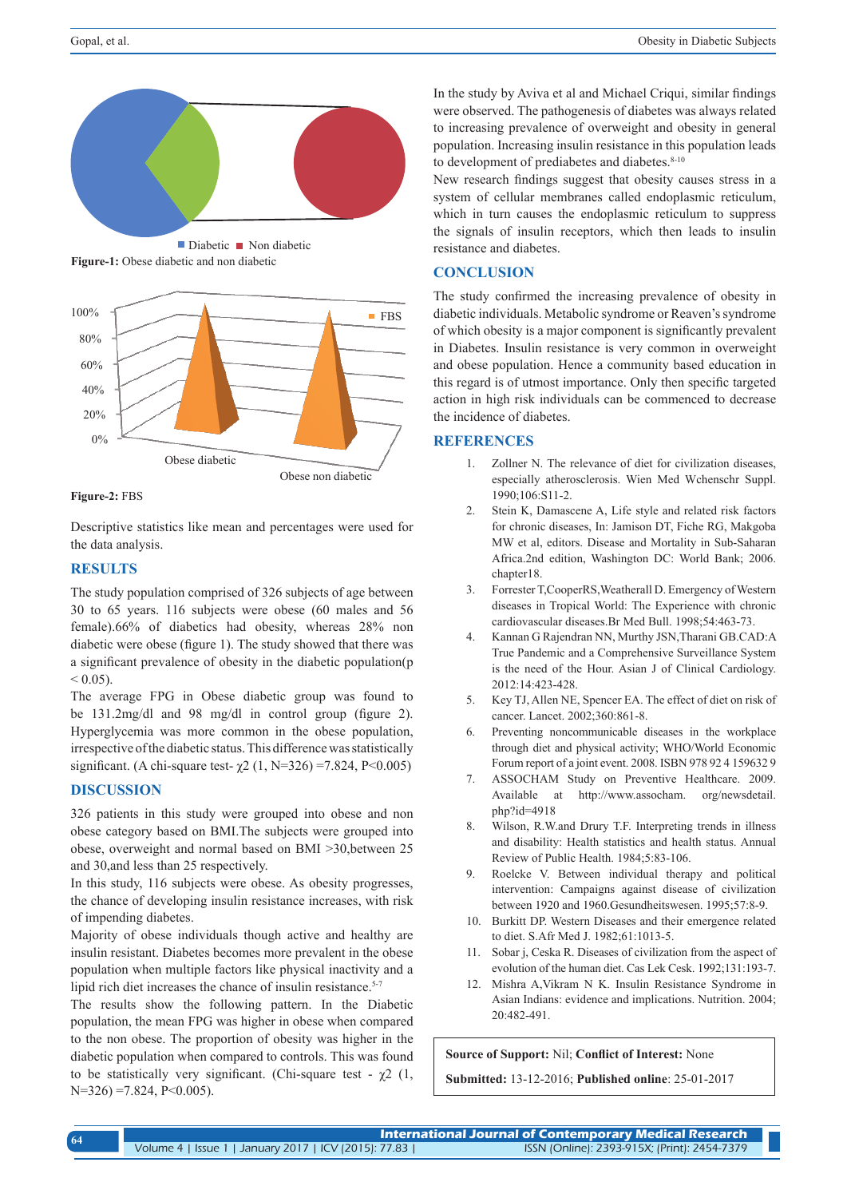Diabetic    Non diabetic

**Figure-1:** Obese diabetic and non diabetic

100%
80%
60%
40%
20%
0%
FBS
Obese diabetic
Obese non diabetic

**Figure-2:** FBS

Descriptive statistics like mean and percentages were used for the data analysis.

## RESULTS

The study population comprised of 326 subjects of age between 30 to 65 years. 116 subjects were obese (60 males and 56 female).66% of diabetics had obesity, whereas 28% non diabetic were obese (figure 1). The study showed that there was a significant prevalence of obesity in the diabetic population($p < 0.05$).

The average FPG in Obese diabetic group was found to be 131.2mg/dl and 98 mg/dl in control group (figure 2). Hyperglycemia was more common in the obese population, irrespective of the diabetic status. This difference was statistically significant. (A chi-square test- $\chi2$ (1, N=326) =7.824, P<0.005)

## DISCUSSION

326 patients in this study were grouped into obese and non obese category based on BMI.The subjects were grouped into obese, overweight and normal based on BMI >30,between 25 and 30,and less than 25 respectively.

In this study, 116 subjects were obese. As obesity progresses, the chance of developing insulin resistance increases, with risk of impending diabetes.

Majority of obese individuals though active and healthy are insulin resistant. Diabetes becomes more prevalent in the obese population when multiple factors like physical inactivity and a lipid rich diet increases the chance of insulin resistance.[5-7]

The results show the following pattern. In the Diabetic population, the mean FPG was higher in obese when compared to the non obese. The proportion of obesity was higher in the diabetic population when compared to controls. This was found to be statistically very significant. (Chi-square test - $\chi2$ (1, N=326) =7.824, P<0.005).

In the study by Aviva et al and Michael Criqui, similar findings were observed. The pathogenesis of diabetes was always related to increasing prevalence of overweight and obesity in general population. Increasing insulin resistance in this population leads to development of prediabetes and diabetes.[8-10]

New research findings suggest that obesity causes stress in a system of cellular membranes called endoplasmic reticulum, which in turn causes the endoplasmic reticulum to suppress the signals of insulin receptors, which then leads to insulin resistance and diabetes.

## CONCLUSION

The study confirmed the increasing prevalence of obesity in diabetic individuals. Metabolic syndrome or Reaven's syndrome of which obesity is a major component is significantly prevalent in Diabetes. Insulin resistance is very common in overweight and obese population. Hence a community based education in this regard is of utmost importance. Only then specific targeted action in high risk individuals can be commenced to decrease the incidence of diabetes.

## REFERENCES

1. Zollner N. The relevance of diet for civilization diseases, especially atherosclerosis. Wien Med Wchenschr Suppl. 1990;106:S11-2.
2. Stein K, Damascene A, Life style and related risk factors for chronic diseases, In: Jamison DT, Fiche RG, Makgoba MW et al, editors. Disease and Mortality in Sub-Saharan Africa.2nd edition, Washington DC: World Bank; 2006. chapter18.
3. Forrester T,CooperRS,Weatherall D. Emergency of Western diseases in Tropical World: The Experience with chronic cardiovascular diseases.Br Med Bull. 1998;54:463-73.
4. Kannan G Rajendran NN, Murthy JSN,Tharani GB.CAD:A True Pandemic and a Comprehensive Surveillance System is the need of the Hour. Asian J of Clinical Cardiology. 2012:14:423-428.
5. Key TJ, Allen NE, Spencer EA. The effect of diet on risk of cancer. Lancet. 2002;360:861-8.
6. Preventing noncommunicable diseases in the workplace through diet and physical activity; WHO/World Economic Forum report of a joint event. 2008. ISBN 978 92 4 159632 9
7. ASSOCHAM Study on Preventive Healthcare. 2009. Available at http://www.assocham. org/newsdetail. php?id=4918
8. Wilson, R.W.and Drury T.F. Interpreting trends in illness and disability: Health statistics and health status. Annual Review of Public Health. 1984;5:83-106.
9. Roelcke V. Between individual therapy and political intervention: Campaigns against disease of civilization between 1920 and 1960.Gesundheitswesen. 1995;57:8-9.
10. Burkitt DP. Western Diseases and their emergence related to diet. S.Afr Med J. 1982;61:1013-5.
11. Sobar j, Ceska R. Diseases of civilization from the aspect of evolution of the human diet. Cas Lek Cesk. 1992;131:193-7.
12. Mishra A,Vikram N K. Insulin Resistance Syndrome in Asian Indians: evidence and implications. Nutrition. 2004; 20:482-491.

**Source of Support:** Nil; **Conflict of Interest:** None

**Submitted:** 13-12-2016; **Published online**: 25-01-2017